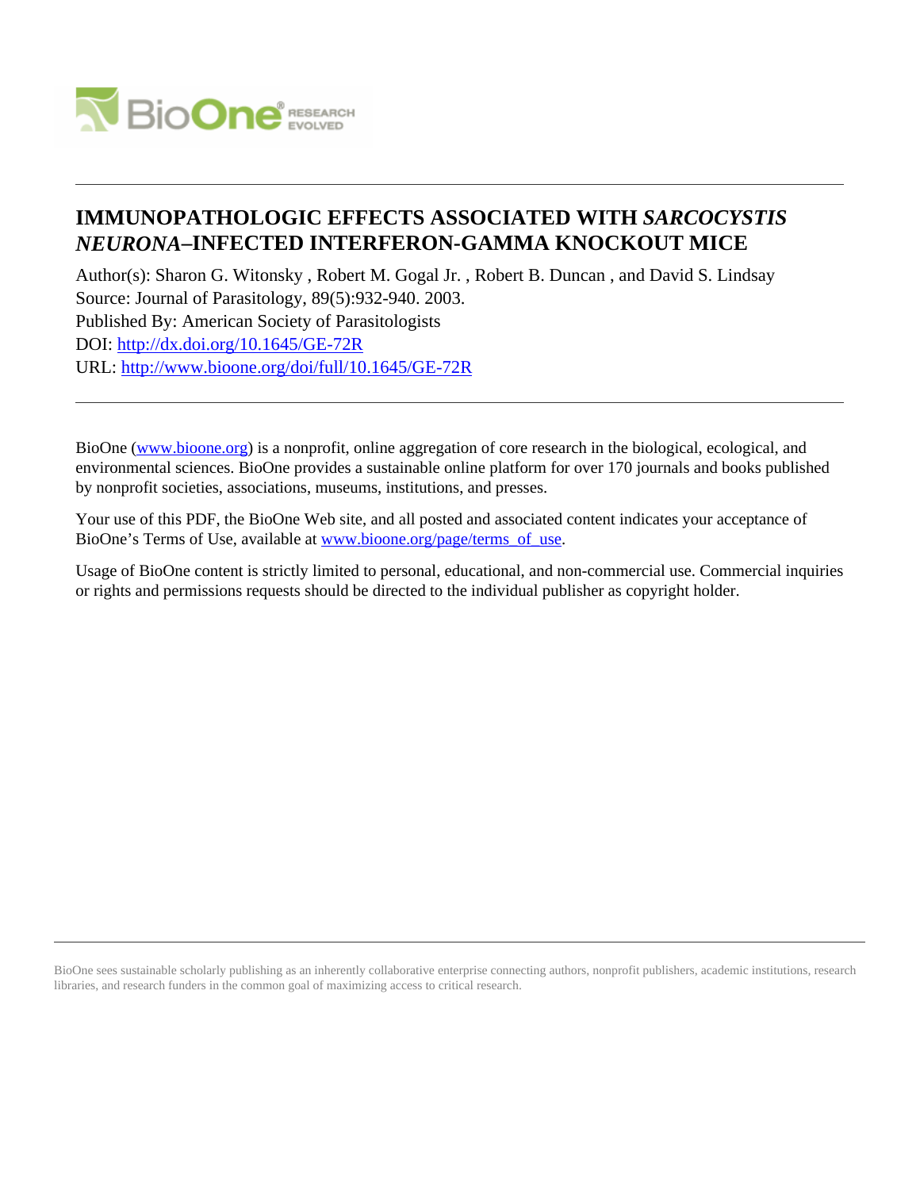# IMMUNOPATHOLOGIC EFFECTS ASSOCIATED WITH *SARCOCYSTIS NEURONA*–INFECTED INTERFERON-GAMMA KNOCKOUT MICE

Author(s): Sharon G. Witonsky , Robert M. Gogal Jr. , Robert B. Duncan , and David S. Lindsay
Source: Journal of Parasitology, 89(5):932-940. 2003.
Published By: American Society of Parasitologists
DOI: http://dx.doi.org/10.1645/GE-72R
URL: http://www.bioone.org/doi/full/10.1645/GE-72R

BioOne (www.bioone.org) is a nonprofit, online aggregation of core research in the biological, ecological, and environmental sciences. BioOne provides a sustainable online platform for over 170 journals and books published by nonprofit societies, associations, museums, institutions, and presses.

Your use of this PDF, the BioOne Web site, and all posted and associated content indicates your acceptance of BioOne's Terms of Use, available at www.bioone.org/page/terms_of_use.

Usage of BioOne content is strictly limited to personal, educational, and non-commercial use. Commercial inquiries or rights and permissions requests should be directed to the individual publisher as copyright holder.

BioOne sees sustainable scholarly publishing as an inherently collaborative enterprise connecting authors, nonprofit publishers, academic institutions, research libraries, and research funders in the common goal of maximizing access to critical research.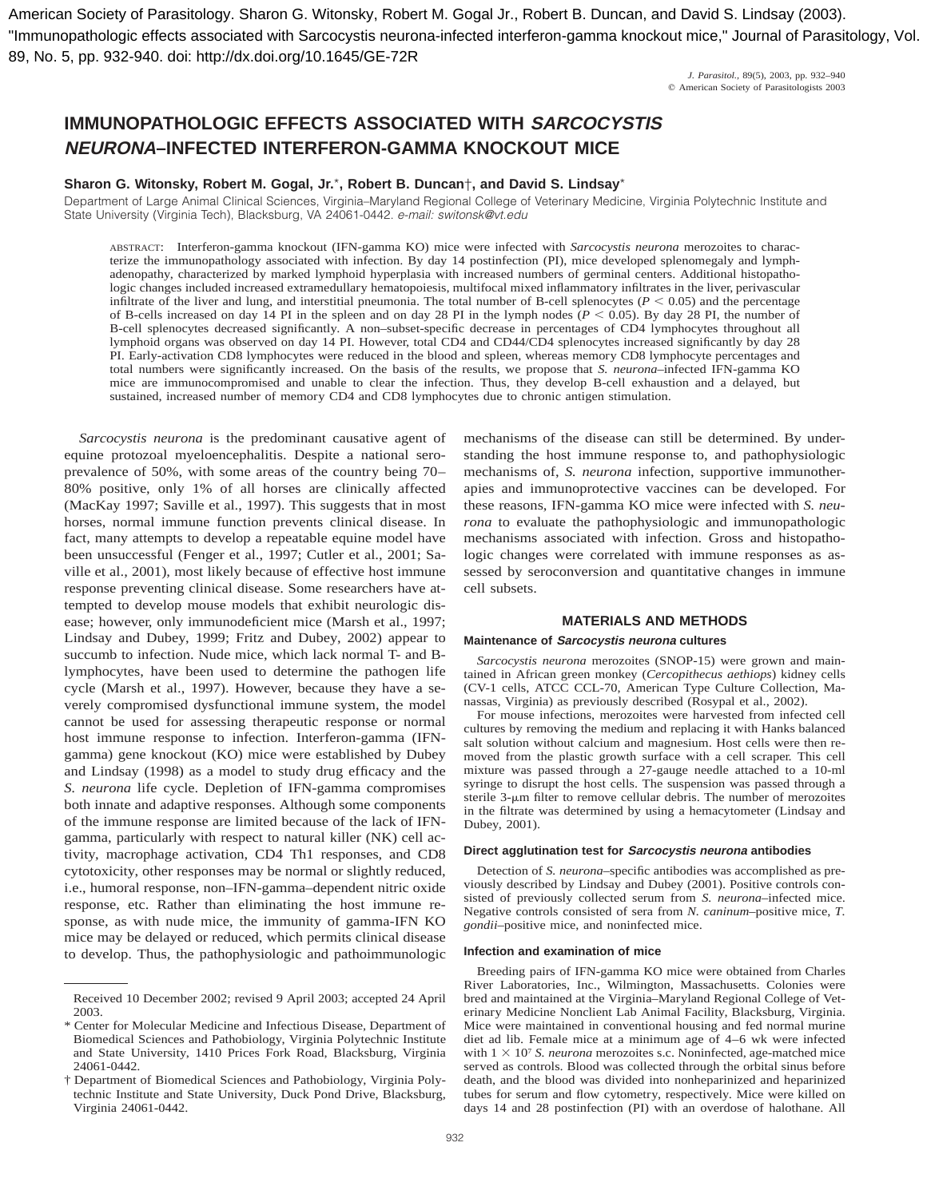American Society of Parasitology. Sharon G. Witonsky, Robert M. Gogal Jr., Robert B. Duncan, and David S. Lindsay (2003). "Immunopathologic effects associated with Sarcocystis neurona-infected interferon-gamma knockout mice," Journal of Parasitology, Vol. 89, No. 5, pp. 932-940. doi: http://dx.doi.org/10.1645/GE-72R

# IMMUNOPATHOLOGIC EFFECTS ASSOCIATED WITH *SARCOCYSTIS NEURONA*–INFECTED INTERFERON-GAMMA KNOCKOUT MICE

**Sharon G. Witonsky, Robert M. Gogal, Jr.\*, Robert B. Duncan†, and David S. Lindsay\***

Department of Large Animal Clinical Sciences, Virginia–Maryland Regional College of Veterinary Medicine, Virginia Polytechnic Institute and State University (Virginia Tech), Blacksburg, VA 24061-0442. *e-mail: switonsk@vt.edu*

ABSTRACT: Interferon-gamma knockout (IFN-gamma KO) mice were infected with *Sarcocystis neurona* merozoites to characterize the immunopathology associated with infection. By day 14 postinfection (PI), mice developed splenomegaly and lymphadenopathy, characterized by marked lymphoid hyperplasia with increased numbers of germinal centers. Additional histopathologic changes included increased extramedullary hematopoiesis, multifocal mixed inflammatory infiltrates in the liver, perivascular infiltrate of the liver and lung, and interstitial pneumonia. The total number of B-cell splenocytes ($P < 0.05$) and the percentage of B-cells increased on day 14 PI in the spleen and on day 28 PI in the lymph nodes ($P < 0.05$). By day 28 PI, the number of B-cell splenocytes decreased significantly. A non–subset-specific decrease in percentages of CD4 lymphocytes throughout all lymphoid organs was observed on day 14 PI. However, total CD4 and CD44/CD4 splenocytes increased significantly by day 28 PI. Early-activation CD8 lymphocytes were reduced in the blood and spleen, whereas memory CD8 lymphocyte percentages and total numbers were significantly increased. On the basis of the results, we propose that *S. neurona*–infected IFN-gamma KO mice are immunocompromised and unable to clear the infection. Thus, they develop B-cell exhaustion and a delayed, but sustained, increased number of memory CD4 and CD8 lymphocytes due to chronic antigen stimulation.

*Sarcocystis neurona* is the predominant causative agent of equine protozoal myeloencephalitis. Despite a national seroprevalence of 50%, with some areas of the country being 70–80% positive, only 1% of all horses are clinically affected (MacKay 1997; Saville et al., 1997). This suggests that in most horses, normal immune function prevents clinical disease. In fact, many attempts to develop a repeatable equine model have been unsuccessful (Fenger et al., 1997; Cutler et al., 2001; Saville et al., 2001), most likely because of effective host immune response preventing clinical disease. Some researchers have attempted to develop mouse models that exhibit neurologic disease; however, only immunodeficient mice (Marsh et al., 1997; Lindsay and Dubey, 1999; Fritz and Dubey, 2002) appear to succumb to infection. Nude mice, which lack normal T- and B-lymphocytes, have been used to determine the pathogen life cycle (Marsh et al., 1997). However, because they have a severely compromised dysfunctional immune system, the model cannot be used for assessing therapeutic response or normal host immune response to infection. Interferon-gamma (IFN-gamma) gene knockout (KO) mice were established by Dubey and Lindsay (1998) as a model to study drug efficacy and the *S. neurona* life cycle. Depletion of IFN-gamma compromises both innate and adaptive responses. Although some components of the immune response are limited because of the lack of IFN-gamma, particularly with respect to natural killer (NK) cell activity, macrophage activation, CD4 Th1 responses, and CD8 cytotoxicity, other responses may be normal or slightly reduced, i.e., humoral response, non–IFN-gamma–dependent nitric oxide response, etc. Rather than eliminating the host immune response, as with nude mice, the immunity of gamma-IFN KO mice may be delayed or reduced, which permits clinical disease to develop. Thus, the pathophysiologic and pathoimmunologic mechanisms of the disease can still be determined. By understanding the host immune response to, and pathophysiologic mechanisms of, *S. neurona* infection, supportive immunotherapies and immunoprotective vaccines can be developed. For these reasons, IFN-gamma KO mice were infected with *S. neurona* to evaluate the pathophysiologic and immunopathologic mechanisms associated with infection. Gross and histopathologic changes were correlated with immune responses as assessed by seroconversion and quantitative changes in immune cell subsets.

## MATERIALS AND METHODS

### Maintenance of *Sarcocystis neurona* cultures

*Sarcocystis neurona* merozoites (SNOP-15) were grown and maintained in African green monkey (*Cercopithecus aethiops*) kidney cells (CV-1 cells, ATCC CCL-70, American Type Culture Collection, Manassas, Virginia) as previously described (Rosypal et al., 2002).

For mouse infections, merozoites were harvested from infected cell cultures by removing the medium and replacing it with Hanks balanced salt solution without calcium and magnesium. Host cells were then removed from the plastic growth surface with a cell scraper. This cell mixture was passed through a 27-gauge needle attached to a 10-ml syringe to disrupt the host cells. The suspension was passed through a sterile 3-μm filter to remove cellular debris. The number of merozoites in the filtrate was determined by using a hemacytometer (Lindsay and Dubey, 2001).

### Direct agglutination test for *Sarcocystis neurona* antibodies

Detection of *S. neurona*–specific antibodies was accomplished as previously described by Lindsay and Dubey (2001). Positive controls consisted of previously collected serum from *S. neurona*–infected mice. Negative controls consisted of sera from *N. caninum*–positive mice, *T. gondii*–positive mice, and noninfected mice.

### Infection and examination of mice

Breeding pairs of IFN-gamma KO mice were obtained from Charles River Laboratories, Inc., Wilmington, Massachusetts. Colonies were bred and maintained at the Virginia–Maryland Regional College of Veterinary Medicine Nonclient Lab Animal Facility, Blacksburg, Virginia. Mice were maintained in conventional housing and fed normal murine diet ad lib. Female mice at a minimum age of 4–6 wk were infected with $1 \times 10^7$ *S. neurona* merozoites s.c. Noninfected, age-matched mice served as controls. Blood was collected through the orbital sinus before death, and the blood was divided into nonheparinized and heparinized tubes for serum and flow cytometry, respectively. Mice were killed on days 14 and 28 postinfection (PI) with an overdose of halothane. All

---

Received 10 December 2002; revised 9 April 2003; accepted 24 April 2003.

\* Center for Molecular Medicine and Infectious Disease, Department of Biomedical Sciences and Pathobiology, Virginia Polytechnic Institute and State University, 1410 Prices Fork Road, Blacksburg, Virginia 24061-0442.

† Department of Biomedical Sciences and Pathobiology, Virginia Polytechnic Institute and State University, Duck Pond Drive, Blacksburg, Virginia 24061-0442.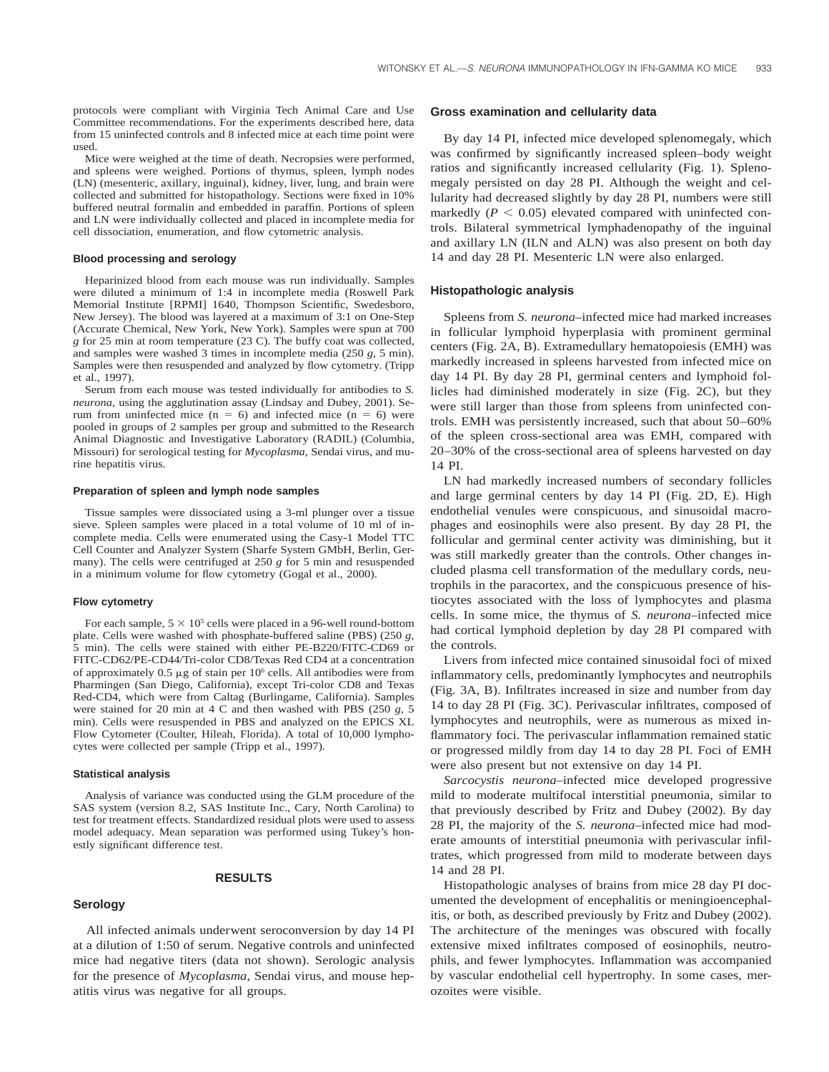protocols were compliant with Virginia Tech Animal Care and Use Committee recommendations. For the experiments described here, data from 15 uninfected controls and 8 infected mice at each time point were used.

Mice were weighed at the time of death. Necropsies were performed, and spleens were weighed. Portions of thymus, spleen, lymph nodes (LN) (mesenteric, axillary, inguinal), kidney, liver, lung, and brain were collected and submitted for histopathology. Sections were fixed in 10% buffered neutral formalin and embedded in paraffin. Portions of spleen and LN were individually collected and placed in incomplete media for cell dissociation, enumeration, and flow cytometric analysis.

### Blood processing and serology

Heparinized blood from each mouse was run individually. Samples were diluted a minimum of 1:4 in incomplete media (Roswell Park Memorial Institute [RPMI] 1640, Thompson Scientific, Swedesboro, New Jersey). The blood was layered at a maximum of 3:1 on One-Step (Accurate Chemical, New York, New York). Samples were spun at 700 *g* for 25 min at room temperature (23 C). The buffy coat was collected, and samples were washed 3 times in incomplete media (250 *g*, 5 min). Samples were then resuspended and analyzed by flow cytometry. (Tripp et al., 1997).

Serum from each mouse was tested individually for antibodies to *S. neurona*, using the agglutination assay (Lindsay and Dubey, 2001). Serum from uninfected mice (n = 6) and infected mice (n = 6) were pooled in groups of 2 samples per group and submitted to the Research Animal Diagnostic and Investigative Laboratory (RADIL) (Columbia, Missouri) for serological testing for *Mycoplasma*, Sendai virus, and murine hepatitis virus.

### Preparation of spleen and lymph node samples

Tissue samples were dissociated using a 3-ml plunger over a tissue sieve. Spleen samples were placed in a total volume of 10 ml of incomplete media. Cells were enumerated using the Casy-1 Model TTC Cell Counter and Analyzer System (Sharfe System GMbH, Berlin, Germany). The cells were centrifuged at 250 *g* for 5 min and resuspended in a minimum volume for flow cytometry (Gogal et al., 2000).

### Flow cytometry

For each sample, $5 \times 10^5$ cells were placed in a 96-well round-bottom plate. Cells were washed with phosphate-buffered saline (PBS) (250 *g*, 5 min). The cells were stained with either PE-B220/FITC-CD69 or FITC-CD62/PE-CD44/Tri-color CD8/Texas Red CD4 at a concentration of approximately 0.5 μg of stain per $10^6$ cells. All antibodies were from Pharmingen (San Diego, California), except Tri-color CD8 and Texas Red-CD4, which were from Caltag (Burlingame, California). Samples were stained for 20 min at 4 C and then washed with PBS (250 *g*, 5 min). Cells were resuspended in PBS and analyzed on the EPICS XL Flow Cytometer (Coulter, Hileah, Florida). A total of 10,000 lymphocytes were collected per sample (Tripp et al., 1997).

### Statistical analysis

Analysis of variance was conducted using the GLM procedure of the SAS system (version 8.2, SAS Institute Inc., Cary, North Carolina) to test for treatment effects. Standardized residual plots were used to assess model adequacy. Mean separation was performed using Tukey's honestly significant difference test.

## RESULTS

### Serology

All infected animals underwent seroconversion by day 14 PI at a dilution of 1:50 of serum. Negative controls and uninfected mice had negative titers (data not shown). Serologic analysis for the presence of *Mycoplasma*, Sendai virus, and mouse hepatitis virus was negative for all groups.

### Gross examination and cellularity data

By day 14 PI, infected mice developed splenomegaly, which was confirmed by significantly increased spleen–body weight ratios and significantly increased cellularity (Fig. 1). Splenomegaly persisted on day 28 PI. Although the weight and cellularity had decreased slightly by day 28 PI, numbers were still markedly ($P < 0.05$) elevated compared with uninfected controls. Bilateral symmetrical lymphadenopathy of the inguinal and axillary LN (ILN and ALN) was also present on both day 14 and day 28 PI. Mesenteric LN were also enlarged.

### Histopathologic analysis

Spleens from *S. neurona*–infected mice had marked increases in follicular lymphoid hyperplasia with prominent germinal centers (Fig. 2A, B). Extramedullary hematopoiesis (EMH) was markedly increased in spleens harvested from infected mice on day 14 PI. By day 28 PI, germinal centers and lymphoid follicles had diminished moderately in size (Fig. 2C), but they were still larger than those from spleens from uninfected controls. EMH was persistently increased, such that about 50–60% of the spleen cross-sectional area was EMH, compared with 20–30% of the cross-sectional area of spleens harvested on day 14 PI.

LN had markedly increased numbers of secondary follicles and large germinal centers by day 14 PI (Fig. 2D, E). High endothelial venules were conspicuous, and sinusoidal macrophages and eosinophils were also present. By day 28 PI, the follicular and germinal center activity was diminishing, but it was still markedly greater than the controls. Other changes included plasma cell transformation of the medullary cords, neutrophils in the paracortex, and the conspicuous presence of histiocytes associated with the loss of lymphocytes and plasma cells. In some mice, the thymus of *S. neurona*–infected mice had cortical lymphoid depletion by day 28 PI compared with the controls.

Livers from infected mice contained sinusoidal foci of mixed inflammatory cells, predominantly lymphocytes and neutrophils (Fig. 3A, B). Infiltrates increased in size and number from day 14 to day 28 PI (Fig. 3C). Perivascular infiltrates, composed of lymphocytes and neutrophils, were as numerous as mixed inflammatory foci. The perivascular inflammation remained static or progressed mildly from day 14 to day 28 PI. Foci of EMH were also present but not extensive on day 14 PI.

*Sarcocystis neurona*–infected mice developed progressive mild to moderate multifocal interstitial pneumonia, similar to that previously described by Fritz and Dubey (2002). By day 28 PI, the majority of the *S. neurona*–infected mice had moderate amounts of interstitial pneumonia with perivascular infiltrates, which progressed from mild to moderate between days 14 and 28 PI.

Histopathologic analyses of brains from mice 28 day PI documented the development of encephalitis or meningioencephalitis, or both, as described previously by Fritz and Dubey (2002). The architecture of the meninges was obscured with focally extensive mixed infiltrates composed of eosinophils, neutrophils, and fewer lymphocytes. Inflammation was accompanied by vascular endothelial cell hypertrophy. In some cases, merozoites were visible.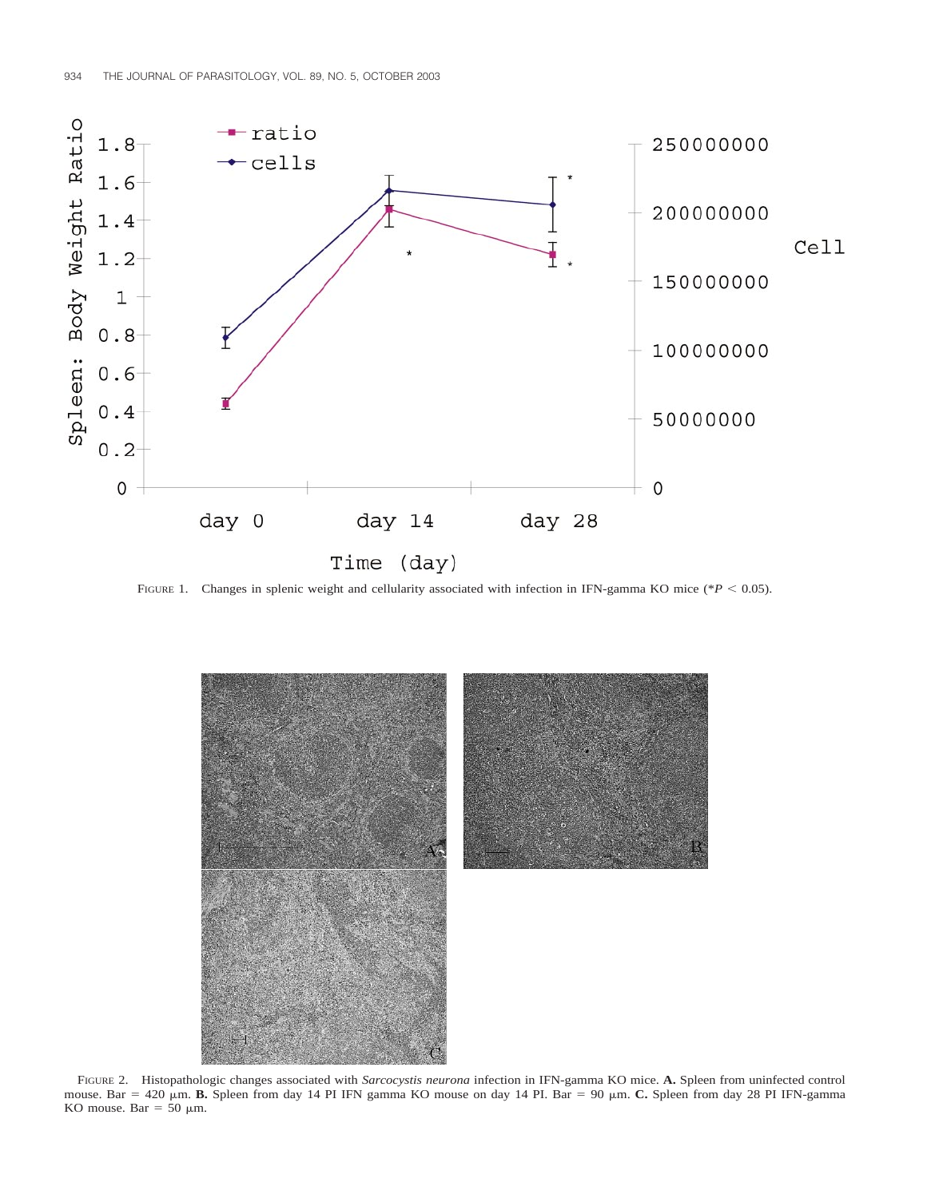FIGURE 1. Changes in splenic weight and cellularity associated with infection in IFN-gamma KO mice (*$P < 0.05$).

FIGURE 2. Histopathologic changes associated with *Sarcocystis neurona* infection in IFN-gamma KO mice. **A.** Spleen from uninfected control mouse. Bar = 420 μm. **B.** Spleen from day 14 PI IFN gamma KO mouse on day 14 PI. Bar = 90 μm. **C.** Spleen from day 28 PI IFN-gamma KO mouse. Bar = 50 μm.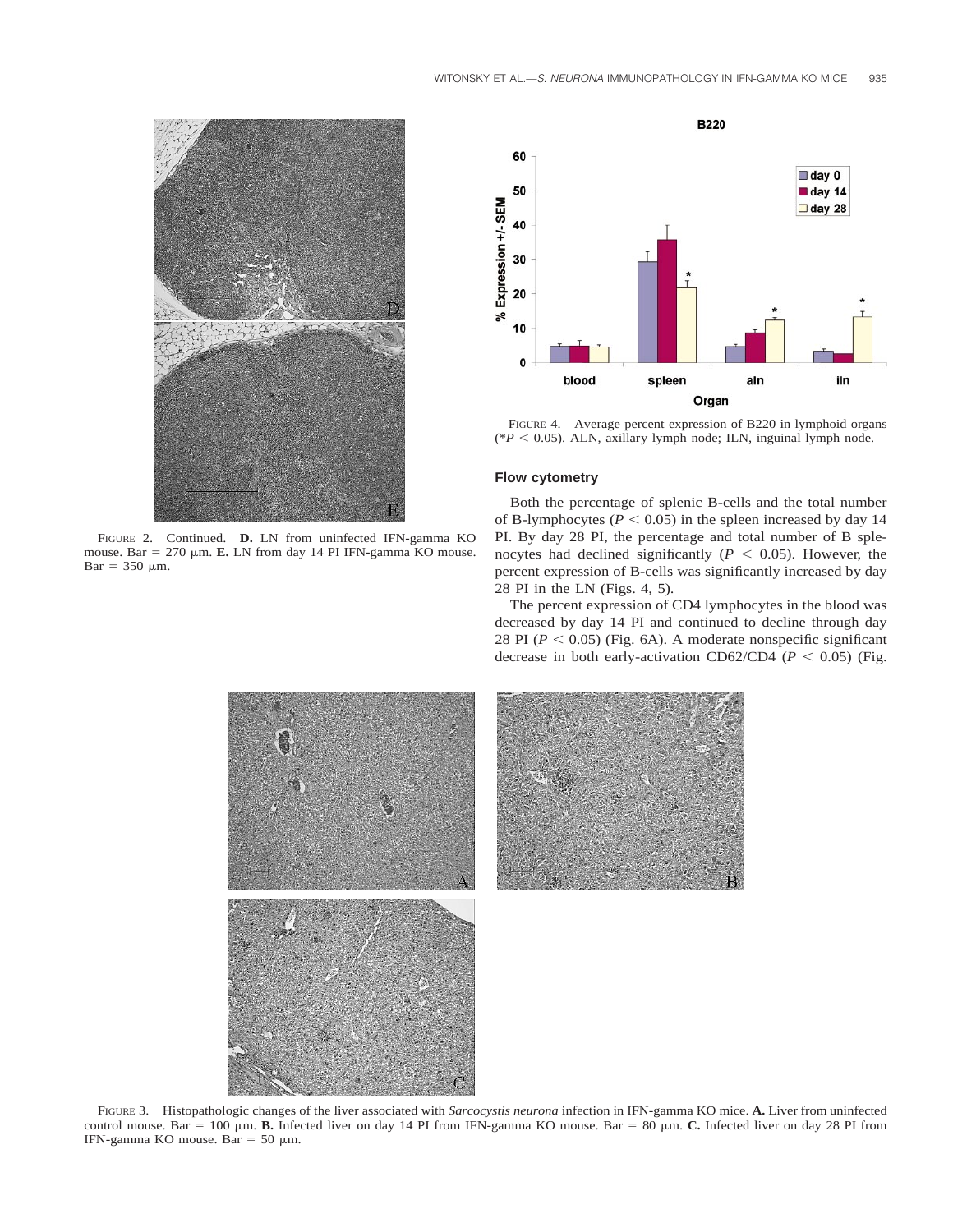FIGURE 2. Continued. **D.** LN from uninfected IFN-gamma KO mouse. Bar = 270 μm. **E.** LN from day 14 PI IFN-gamma KO mouse. Bar = 350 μm.

FIGURE 4. Average percent expression of B220 in lymphoid organs (\*$P < 0.05$). ALN, axillary lymph node; ILN, inguinal lymph node.

### Flow cytometry

Both the percentage of splenic B-cells and the total number of B-lymphocytes ($P < 0.05$) in the spleen increased by day 14 PI. By day 28 PI, the percentage and total number of B splenocytes had declined significantly ($P < 0.05$). However, the percent expression of B-cells was significantly increased by day 28 PI in the LN (Figs. 4, 5).

The percent expression of CD4 lymphocytes in the blood was decreased by day 14 PI and continued to decline through day 28 PI ($P < 0.05$) (Fig. 6A). A moderate nonspecific significant decrease in both early-activation CD62/CD4 ($P < 0.05$) (Fig.

FIGURE 3. Histopathologic changes of the liver associated with *Sarcocystis neurona* infection in IFN-gamma KO mice. **A.** Liver from uninfected control mouse. Bar = 100 μm. **B.** Infected liver on day 14 PI from IFN-gamma KO mouse. Bar = 80 μm. **C.** Infected liver on day 28 PI from IFN-gamma KO mouse. Bar = 50 μm.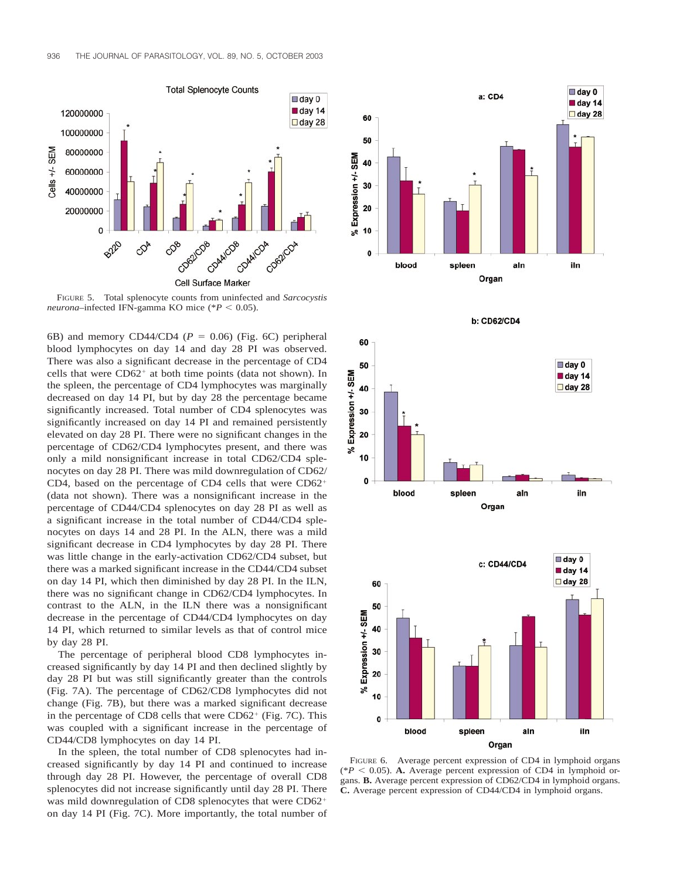FIGURE 5. Total splenocyte counts from uninfected and *Sarcocystis neurona*–infected IFN-gamma KO mice (\*$P < 0.05$).

6B) and memory CD44/CD4 ($P = 0.06$) (Fig. 6C) peripheral blood lymphocytes on day 14 and day 28 PI was observed. There was also a significant decrease in the percentage of CD4 cells that were $CD62^+$ at both time points (data not shown). In the spleen, the percentage of CD4 lymphocytes was marginally decreased on day 14 PI, but by day 28 the percentage became significantly increased. Total number of CD4 splenocytes was significantly increased on day 14 PI and remained persistently elevated on day 28 PI. There were no significant changes in the percentage of CD62/CD4 lymphocytes present, and there was only a mild nonsignificant increase in total CD62/CD4 splenocytes on day 28 PI. There was mild downregulation of CD62/CD4, based on the percentage of CD4 cells that were $CD62^+$ (data not shown). There was a nonsignificant increase in the percentage of CD44/CD4 splenocytes on day 28 PI as well as a significant increase in the total number of CD44/CD4 splenocytes on days 14 and 28 PI. In the ALN, there was a mild significant decrease in CD4 lymphocytes by day 28 PI. There was little change in the early-activation CD62/CD4 subset, but there was a marked significant increase in the CD44/CD4 subset on day 14 PI, which then diminished by day 28 PI. In the ILN, there was no significant change in CD62/CD4 lymphocytes. In contrast to the ALN, in the ILN there was a nonsignificant decrease in the percentage of CD44/CD4 lymphocytes on day 14 PI, which returned to similar levels as that of control mice by day 28 PI.

The percentage of peripheral blood CD8 lymphocytes increased significantly by day 14 PI and then declined slightly by day 28 PI but was still significantly greater than the controls (Fig. 7A). The percentage of CD62/CD8 lymphocytes did not change (Fig. 7B), but there was a marked significant decrease in the percentage of CD8 cells that were $CD62^+$ (Fig. 7C). This was coupled with a significant increase in the percentage of CD44/CD8 lymphocytes on day 14 PI.

In the spleen, the total number of CD8 splenocytes had increased significantly by day 14 PI and continued to increase through day 28 PI. However, the percentage of overall CD8 splenocytes did not increase significantly until day 28 PI. There was mild downregulation of CD8 splenocytes that were $CD62^+$ on day 14 PI (Fig. 7C). More importantly, the total number of

FIGURE 6. Average percent expression of CD4 in lymphoid organs (\*$P < 0.05$). **A.** Average percent expression of CD4 in lymphoid organs. **B.** Average percent expression of CD62/CD4 in lymphoid organs. **C.** Average percent expression of CD44/CD4 in lymphoid organs.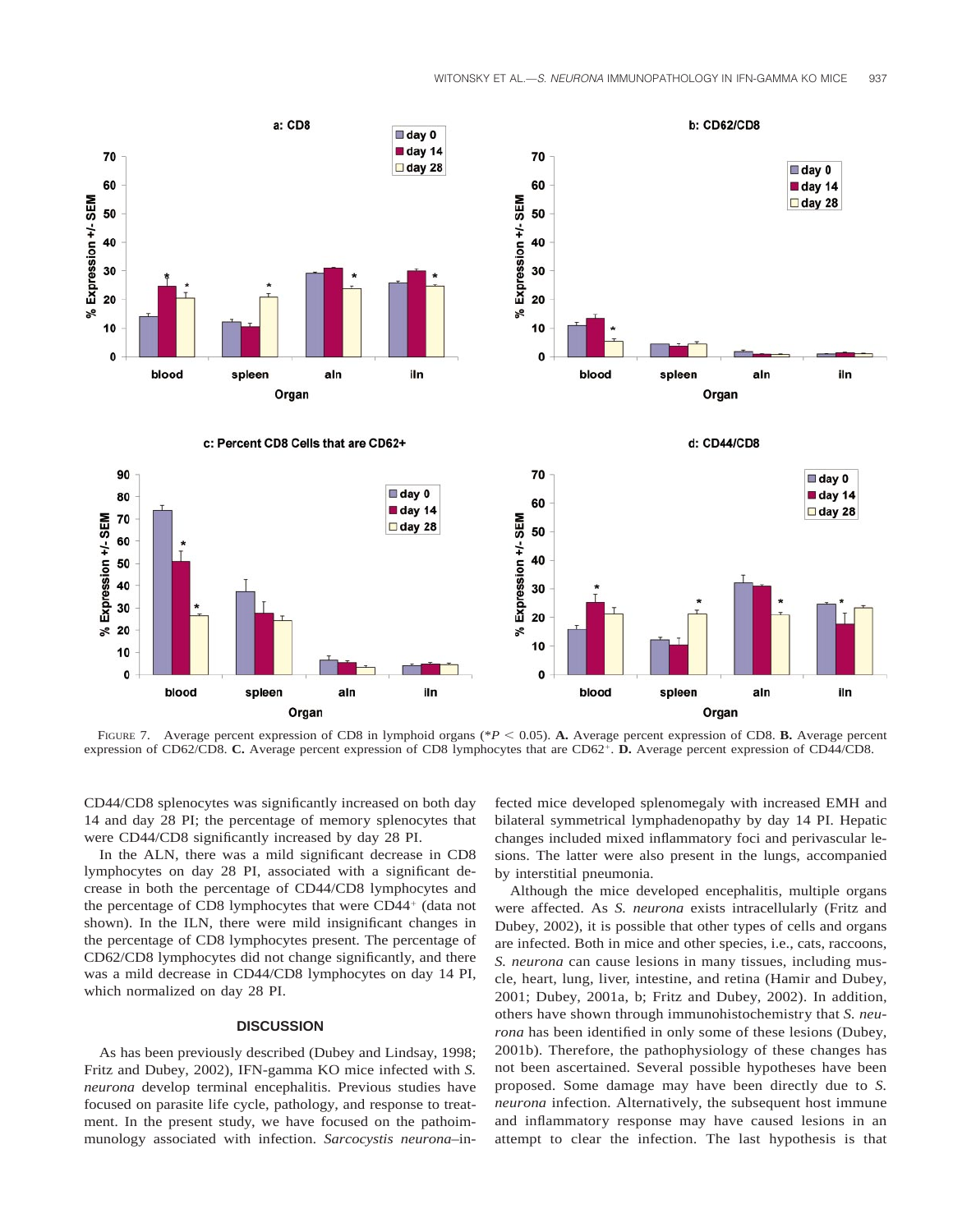FIGURE 7. Average percent expression of CD8 in lymphoid organs (* $P < 0.05$). **A.** Average percent expression of CD8. **B.** Average percent expression of CD62/CD8. **C.** Average percent expression of CD8 lymphocytes that are $CD62^+$. **D.** Average percent expression of CD44/CD8.

CD44/CD8 splenocytes was significantly increased on both day 14 and day 28 PI; the percentage of memory splenocytes that were CD44/CD8 significantly increased by day 28 PI.

In the ALN, there was a mild significant decrease in CD8 lymphocytes on day 28 PI, associated with a significant decrease in both the percentage of CD44/CD8 lymphocytes and the percentage of CD8 lymphocytes that were $CD44^+$ (data not shown). In the ILN, there were mild insignificant changes in the percentage of CD8 lymphocytes present. The percentage of CD62/CD8 lymphocytes did not change significantly, and there was a mild decrease in CD44/CD8 lymphocytes on day 14 PI, which normalized on day 28 PI.

## DISCUSSION

As has been previously described (Dubey and Lindsay, 1998; Fritz and Dubey, 2002), IFN-gamma KO mice infected with *S. neurona* develop terminal encephalitis. Previous studies have focused on parasite life cycle, pathology, and response to treatment. In the present study, we have focused on the pathoimmunology associated with infection. *Sarcocystis neurona*–infected mice developed splenomegaly with increased EMH and bilateral symmetrical lymphadenopathy by day 14 PI. Hepatic changes included mixed inflammatory foci and perivascular lesions. The latter were also present in the lungs, accompanied by interstitial pneumonia.

Although the mice developed encephalitis, multiple organs were affected. As *S. neurona* exists intracellularly (Fritz and Dubey, 2002), it is possible that other types of cells and organs are infected. Both in mice and other species, i.e., cats, raccoons, *S. neurona* can cause lesions in many tissues, including muscle, heart, lung, liver, intestine, and retina (Hamir and Dubey, 2001; Dubey, 2001a, b; Fritz and Dubey, 2002). In addition, others have shown through immunohistochemistry that *S. neurona* has been identified in only some of these lesions (Dubey, 2001b). Therefore, the pathophysiology of these changes has not been ascertained. Several possible hypotheses have been proposed. Some damage may have been directly due to *S. neurona* infection. Alternatively, the subsequent host immune and inflammatory response may have caused lesions in an attempt to clear the infection. The last hypothesis is that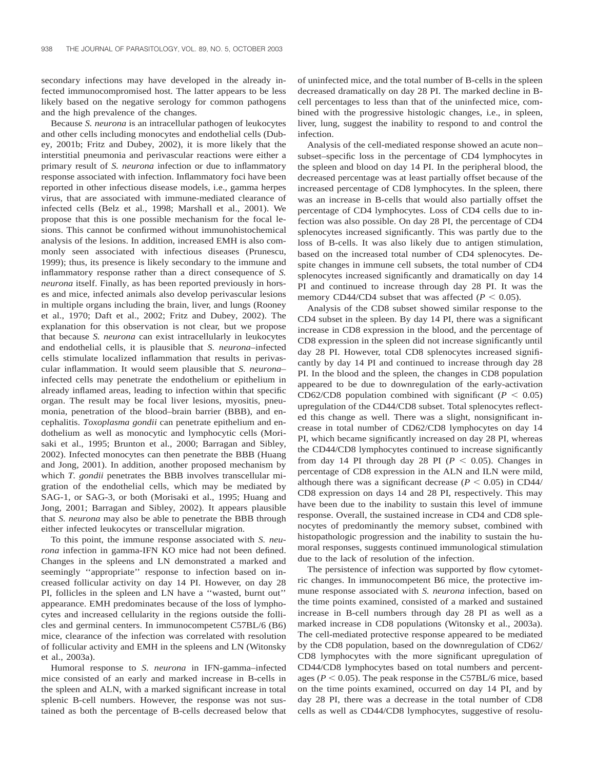secondary infections may have developed in the already infected immunocompromised host. The latter appears to be less likely based on the negative serology for common pathogens and the high prevalence of the changes.

Because *S. neurona* is an intracellular pathogen of leukocytes and other cells including monocytes and endothelial cells (Dubey, 2001b; Fritz and Dubey, 2002), it is more likely that the interstitial pneumonia and perivascular reactions were either a primary result of *S. neurona* infection or due to inflammatory response associated with infection. Inflammatory foci have been reported in other infectious disease models, i.e., gamma herpes virus, that are associated with immune-mediated clearance of infected cells (Belz et al., 1998; Marshall et al., 2001). We propose that this is one possible mechanism for the focal lesions. This cannot be confirmed without immunohistochemical analysis of the lesions. In addition, increased EMH is also commonly seen associated with infectious diseases (Prunescu, 1999); thus, its presence is likely secondary to the immune and inflammatory response rather than a direct consequence of *S. neurona* itself. Finally, as has been reported previously in horses and mice, infected animals also develop perivascular lesions in multiple organs including the brain, liver, and lungs (Rooney et al., 1970; Daft et al., 2002; Fritz and Dubey, 2002). The explanation for this observation is not clear, but we propose that because *S. neurona* can exist intracellularly in leukocytes and endothelial cells, it is plausible that *S. neurona*–infected cells stimulate localized inflammation that results in perivascular inflammation. It would seem plausible that *S. neurona*–infected cells may penetrate the endothelium or epithelium in already inflamed areas, leading to infection within that specific organ. The result may be focal liver lesions, myositis, pneumonia, penetration of the blood–brain barrier (BBB), and encephalitis. *Toxoplasma gondii* can penetrate epithelium and endothelium as well as monocytic and lymphocytic cells (Morisaki et al., 1995; Brunton et al., 2000; Barragan and Sibley, 2002). Infected monocytes can then penetrate the BBB (Huang and Jong, 2001). In addition, another proposed mechanism by which *T. gondii* penetrates the BBB involves transcellular migration of the endothelial cells, which may be mediated by SAG-1, or SAG-3, or both (Morisaki et al., 1995; Huang and Jong, 2001; Barragan and Sibley, 2002). It appears plausible that *S. neurona* may also be able to penetrate the BBB through either infected leukocytes or transcellular migration.

To this point, the immune response associated with *S. neurona* infection in gamma-IFN KO mice had not been defined. Changes in the spleens and LN demonstrated a marked and seemingly ''appropriate'' response to infection based on increased follicular activity on day 14 PI. However, on day 28 PI, follicles in the spleen and LN have a ''wasted, burnt out'' appearance. EMH predominates because of the loss of lymphocytes and increased cellularity in the regions outside the follicles and germinal centers. In immunocompetent C57BL/6 (B6) mice, clearance of the infection was correlated with resolution of follicular activity and EMH in the spleens and LN (Witonsky et al., 2003a).

Humoral response to *S. neurona* in IFN-gamma–infected mice consisted of an early and marked increase in B-cells in the spleen and ALN, with a marked significant increase in total splenic B-cell numbers. However, the response was not sustained as both the percentage of B-cells decreased below that of uninfected mice, and the total number of B-cells in the spleen decreased dramatically on day 28 PI. The marked decline in B-cell percentages to less than that of the uninfected mice, combined with the progressive histologic changes, i.e., in spleen, liver, lung, suggest the inability to respond to and control the infection.

Analysis of the cell-mediated response showed an acute non–subset–specific loss in the percentage of CD4 lymphocytes in the spleen and blood on day 14 PI. In the peripheral blood, the decreased percentage was at least partially offset because of the increased percentage of CD8 lymphocytes. In the spleen, there was an increase in B-cells that would also partially offset the percentage of CD4 lymphocytes. Loss of CD4 cells due to infection was also possible. On day 28 PI, the percentage of CD4 splenocytes increased significantly. This was partly due to the loss of B-cells. It was also likely due to antigen stimulation, based on the increased total number of CD4 splenocytes. Despite changes in immune cell subsets, the total number of CD4 splenocytes increased significantly and dramatically on day 14 PI and continued to increase through day 28 PI. It was the memory CD44/CD4 subset that was affected ($P < 0.05$).

Analysis of the CD8 subset showed similar response to the CD4 subset in the spleen. By day 14 PI, there was a significant increase in CD8 expression in the blood, and the percentage of CD8 expression in the spleen did not increase significantly until day 28 PI. However, total CD8 splenocytes increased significantly by day 14 PI and continued to increase through day 28 PI. In the blood and the spleen, the changes in CD8 population appeared to be due to downregulation of the early-activation CD62/CD8 population combined with significant ($P < 0.05$) upregulation of the CD44/CD8 subset. Total splenocytes reflected this change as well. There was a slight, nonsignificant increase in total number of CD62/CD8 lymphocytes on day 14 PI, which became significantly increased on day 28 PI, whereas the CD44/CD8 lymphocytes continued to increase significantly from day 14 PI through day 28 PI ($P < 0.05$). Changes in percentage of CD8 expression in the ALN and ILN were mild, although there was a significant decrease ($P < 0.05$) in CD44/CD8 expression on days 14 and 28 PI, respectively. This may have been due to the inability to sustain this level of immune response. Overall, the sustained increase in CD4 and CD8 splenocytes of predominantly the memory subset, combined with histopathologic progression and the inability to sustain the humoral responses, suggests continued immunological stimulation due to the lack of resolution of the infection.

The persistence of infection was supported by flow cytometric changes. In immunocompetent B6 mice, the protective immune response associated with *S. neurona* infection, based on the time points examined, consisted of a marked and sustained increase in B-cell numbers through day 28 PI as well as a marked increase in CD8 populations (Witonsky et al., 2003a). The cell-mediated protective response appeared to be mediated by the CD8 population, based on the downregulation of CD62/CD8 lymphocytes with the more significant upregulation of CD44/CD8 lymphocytes based on total numbers and percentages ($P < 0.05$). The peak response in the C57BL/6 mice, based on the time points examined, occurred on day 14 PI, and by day 28 PI, there was a decrease in the total number of CD8 cells as well as CD44/CD8 lymphocytes, suggestive of resolu-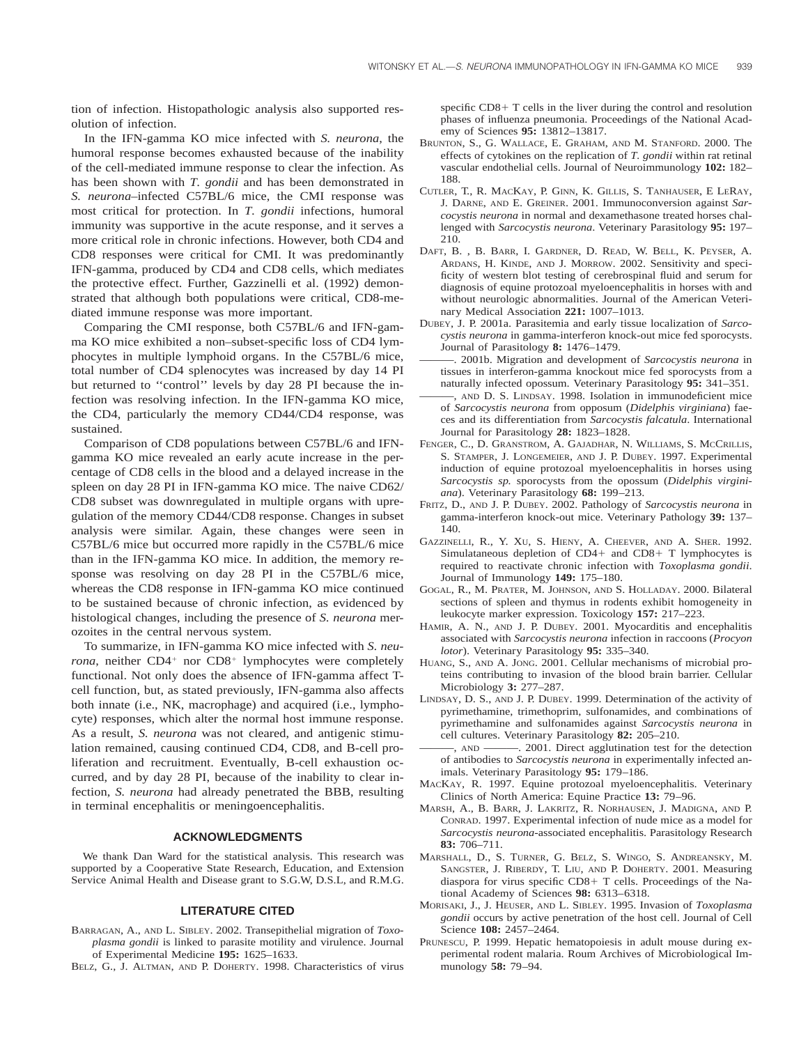tion of infection. Histopathologic analysis also supported resolution of infection.

In the IFN-gamma KO mice infected with *S. neurona*, the humoral response becomes exhausted because of the inability of the cell-mediated immune response to clear the infection. As has been shown with *T. gondii* and has been demonstrated in *S. neurona*–infected C57BL/6 mice, the CMI response was most critical for protection. In *T. gondii* infections, humoral immunity was supportive in the acute response, and it serves a more critical role in chronic infections. However, both CD4 and CD8 responses were critical for CMI. It was predominantly IFN-gamma, produced by CD4 and CD8 cells, which mediates the protective effect. Further, Gazzinelli et al. (1992) demonstrated that although both populations were critical, CD8-mediated immune response was more important.

Comparing the CMI response, both C57BL/6 and IFN-gamma KO mice exhibited a non–subset-specific loss of CD4 lymphocytes in multiple lymphoid organs. In the C57BL/6 mice, total number of CD4 splenocytes was increased by day 14 PI but returned to ''control'' levels by day 28 PI because the infection was resolving infection. In the IFN-gamma KO mice, the CD4, particularly the memory CD44/CD4 response, was sustained.

Comparison of CD8 populations between C57BL/6 and IFN-gamma KO mice revealed an early acute increase in the percentage of CD8 cells in the blood and a delayed increase in the spleen on day 28 PI in IFN-gamma KO mice. The naive CD62/CD8 subset was downregulated in multiple organs with upregulation of the memory CD44/CD8 response. Changes in subset analysis were similar. Again, these changes were seen in C57BL/6 mice but occurred more rapidly in the C57BL/6 mice than in the IFN-gamma KO mice. In addition, the memory response was resolving on day 28 PI in the C57BL/6 mice, whereas the CD8 response in IFN-gamma KO mice continued to be sustained because of chronic infection, as evidenced by histological changes, including the presence of *S. neurona* merozoites in the central nervous system.

To summarize, in IFN-gamma KO mice infected with *S. neurona*, neither $CD4^+$ nor $CD8^+$ lymphocytes were completely functional. Not only does the absence of IFN-gamma affect T-cell function, but, as stated previously, IFN-gamma also affects both innate (i.e., NK, macrophage) and acquired (i.e., lymphocyte) responses, which alter the normal host immune response. As a result, *S. neurona* was not cleared, and antigenic stimulation remained, causing continued CD4, CD8, and B-cell proliferation and recruitment. Eventually, B-cell exhaustion occurred, and by day 28 PI, because of the inability to clear infection, *S. neurona* had already penetrated the BBB, resulting in terminal encephalitis or meningoencephalitis.

## ACKNOWLEDGMENTS

We thank Dan Ward for the statistical analysis. This research was supported by a Cooperative State Research, Education, and Extension Service Animal Health and Disease grant to S.G.W, D.S.L, and R.M.G.

## LITERATURE CITED

BARRAGAN, A., AND L. SIBLEY. 2002. Transepithelial migration of *Toxoplasma gondii* is linked to parasite motility and virulence. Journal of Experimental Medicine **195:** 1625–1633.

BELZ, G., J. ALTMAN, AND P. DOHERTY. 1998. Characteristics of virus specific CD8+ T cells in the liver during the control and resolution phases of influenza pneumonia. Proceedings of the National Academy of Sciences **95:** 13812–13817.

BRUNTON, S., G. WALLACE, E. GRAHAM, AND M. STANFORD. 2000. The effects of cytokines on the replication of *T. gondii* within rat retinal vascular endothelial cells. Journal of Neuroimmunology **102:** 182–188.

CUTLER, T., R. MACKAY, P. GINN, K. GILLIS, S. TANHAUSER, E LERAY, J. DARNE, AND E. GREINER. 2001. Immunoconversion against *Sarcocystis neurona* in normal and dexamethasone treated horses challenged with *Sarcocystis neurona*. Veterinary Parasitology **95:** 197–210.

DAFT, B. , B. BARR, I. GARDNER, D. READ, W. BELL, K. PEYSER, A. ARDANS, H. KINDE, AND J. MORROW. 2002. Sensitivity and specificity of western blot testing of cerebrospinal fluid and serum for diagnosis of equine protozoal myeloencephalitis in horses with and without neurologic abnormalities. Journal of the American Veterinary Medical Association **221:** 1007–1013.

DUBEY, J. P. 2001a. Parasitemia and early tissue localization of *Sarcocystis neurona* in gamma-interferon knock-out mice fed sporocysts. Journal of Parasitology **8:** 1476–1479.

———. 2001b. Migration and development of *Sarcocystis neurona* in tissues in interferon-gamma knockout mice fed sporocysts from a naturally infected opossum. Veterinary Parasitology **95:** 341–351.

———, AND D. S. LINDSAY. 1998. Isolation in immunodeficient mice of *Sarcocystis neurona* from opposum (*Didelphis virginiana*) faeces and its differentiation from *Sarcocystis falcatula*. International Journal for Parasitology **28:** 1823–1828.

FENGER, C., D. GRANSTROM, A. GAJADHAR, N. WILLIAMS, S. MCCRILLIS, S. STAMPER, J. LONGEMEIER, AND J. P. DUBEY. 1997. Experimental induction of equine protozoal myeloencephalitis in horses using *Sarcocystis sp.* sporocysts from the opossum (*Didelphis virginiana*). Veterinary Parasitology **68:** 199–213.

FRITZ, D., AND J. P. DUBEY. 2002. Pathology of *Sarcocystis neurona* in gamma-interferon knock-out mice. Veterinary Pathology **39:** 137–140.

GAZZINELLI, R., Y. XU, S. HIENY, A. CHEEVER, AND A. SHER. 1992. Simulataneous depletion of CD4+ and CD8+ T lymphocytes is required to reactivate chronic infection with *Toxoplasma gondii*. Journal of Immunology **149:** 175–180.

GOGAL, R., M. PRATER, M. JOHNSON, AND S. HOLLADAY. 2000. Bilateral sections of spleen and thymus in rodents exhibit homogeneity in leukocyte marker expression. Toxicology **157:** 217–223.

HAMIR, A. N., AND J. P. DUBEY. 2001. Myocarditis and encephalitis associated with *Sarcocystis neurona* infection in raccoons (*Procyon lotor*). Veterinary Parasitology **95:** 335–340.

HUANG, S., AND A. JONG. 2001. Cellular mechanisms of microbial proteins contributing to invasion of the blood brain barrier. Cellular Microbiology **3:** 277–287.

LINDSAY, D. S., AND J. P. DUBEY. 1999. Determination of the activity of pyrimethamine, trimethoprim, sulfonamides, and combinations of pyrimethamine and sulfonamides against *Sarcocystis neurona* in cell cultures. Veterinary Parasitology **82:** 205–210.

———, AND ———. 2001. Direct agglutination test for the detection of antibodies to *Sarcocystis neurona* in experimentally infected animals. Veterinary Parasitology **95:** 179–186.

MACKAY, R. 1997. Equine protozoal myeloencephalitis. Veterinary Clinics of North America: Equine Practice **13:** 79–96.

MARSH, A., B. BARR, J. LAKRITZ, R. NORHAUSEN, J. MADIGNA, AND P. CONRAD. 1997. Experimental infection of nude mice as a model for *Sarcocystis neurona*-associated encephalitis. Parasitology Research **83:** 706–711.

MARSHALL, D., S. TURNER, G. BELZ, S. WINGO, S. ANDREANSKY, M. SANGSTER, J. RIBERDY, T. LIU, AND P. DOHERTY. 2001. Measuring diaspora for virus specific CD8+ T cells. Proceedings of the National Academy of Sciences **98:** 6313–6318.

MORISAKI, J., J. HEUSER, AND L. SIBLEY. 1995. Invasion of *Toxoplasma gondii* occurs by active penetration of the host cell. Journal of Cell Science **108:** 2457–2464.

PRUNESCU, P. 1999. Hepatic hematopoiesis in adult mouse during experimental rodent malaria. Roum Archives of Microbiological Immunology **58:** 79–94.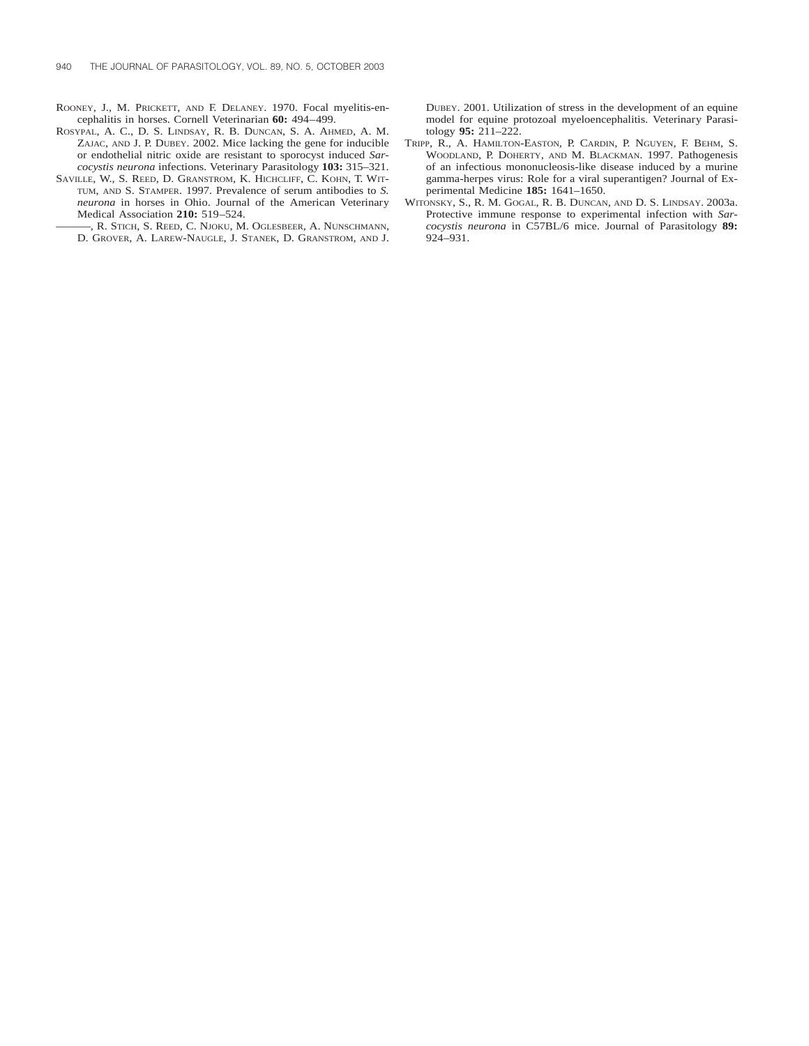ROONEY, J., M. PRICKETT, AND F. DELANEY. 1970. Focal myelitis-encephalitis in horses. Cornell Veterinarian **60:** 494–499.

ROSYPAL, A. C., D. S. LINDSAY, R. B. DUNCAN, S. A. AHMED, A. M. ZAJAC, AND J. P. DUBEY. 2002. Mice lacking the gene for inducible or endothelial nitric oxide are resistant to sporocyst induced *Sarcocystis neurona* infections. Veterinary Parasitology **103:** 315–321.

SAVILLE, W., S. REED, D. GRANSTROM, K. HICHCLIFF, C. KOHN, T. WITTUM, AND S. STAMPER. 1997. Prevalence of serum antibodies to *S. neurona* in horses in Ohio. Journal of the American Veterinary Medical Association **210:** 519–524.

———, R. STICH, S. REED, C. NJOKU, M. OGLESBEER, A. NUNSCHMANN, D. GROVER, A. LAREW-NAUGLE, J. STANEK, D. GRANSTROM, AND J. DUBEY. 2001. Utilization of stress in the development of an equine model for equine protozoal myeloencephalitis. Veterinary Parasitology **95:** 211–222.

TRIPP, R., A. HAMILTON-EASTON, P. CARDIN, P. NGUYEN, F. BEHM, S. WOODLAND, P. DOHERTY, AND M. BLACKMAN. 1997. Pathogenesis of an infectious mononucleosis-like disease induced by a murine gamma-herpes virus: Role for a viral superantigen? Journal of Experimental Medicine **185:** 1641–1650.

WITONSKY, S., R. M. GOGAL, R. B. DUNCAN, AND D. S. LINDSAY. 2003a. Protective immune response to experimental infection with *Sarcocystis neurona* in C57BL/6 mice. Journal of Parasitology **89:** 924–931.